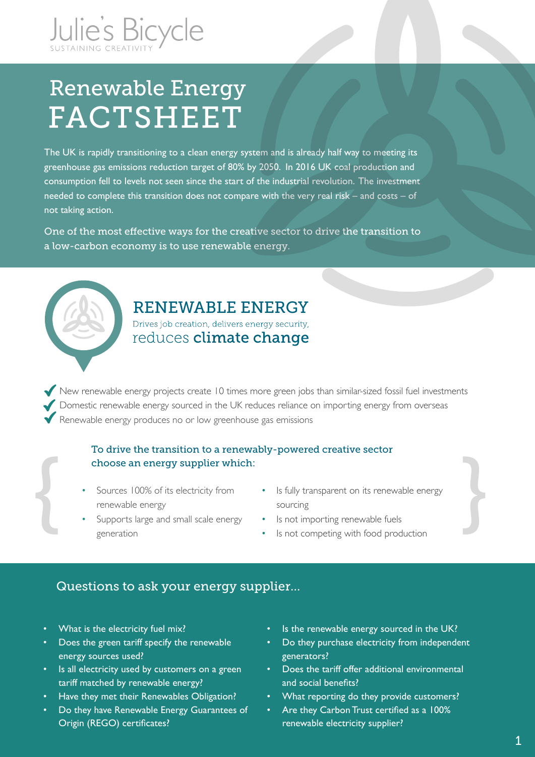Julie's Bicycle
SUSTAINING CREATIVITY

# Renewable Energy FACTSHEET

The UK is rapidly transitioning to a clean energy system and is already half way to meeting its greenhouse gas emissions reduction target of 80% by 2050. In 2016 UK coal production and consumption fell to levels not seen since the start of the industrial revolution. The investment needed to complete this transition does not compare with the very real risk – and costs – of not taking action.

One of the most effective ways for the creative sector to drive the transition to a low-carbon economy is to use renewable energy.

## RENEWABLE ENERGY

Drives job creation, delivers energy security, reduces **climate change**

- ✓ New renewable energy projects create 10 times more green jobs than similar-sized fossil fuel investments
- ✓ Domestic renewable energy sourced in the UK reduces reliance on importing energy from overseas
- ✓ Renewable energy produces no or low greenhouse gas emissions

### To drive the transition to a renewably-powered creative sector choose an energy supplier which:

- Sources 100% of its electricity from renewable energy
- Supports large and small scale energy generation
- Is fully transparent on its renewable energy sourcing
- Is not importing renewable fuels
- Is not competing with food production

## Questions to ask your energy supplier...

- What is the electricity fuel mix?
- Does the green tariff specify the renewable energy sources used?
- Is all electricity used by customers on a green tariff matched by renewable energy?
- Have they met their Renewables Obligation?
- Do they have Renewable Energy Guarantees of Origin (REGO) certificates?
- Is the renewable energy sourced in the UK?
- Do they purchase electricity from independent generators?
- Does the tariff offer additional environmental and social benefits?
- What reporting do they provide customers?
- Are they Carbon Trust certified as a 100% renewable electricity supplier?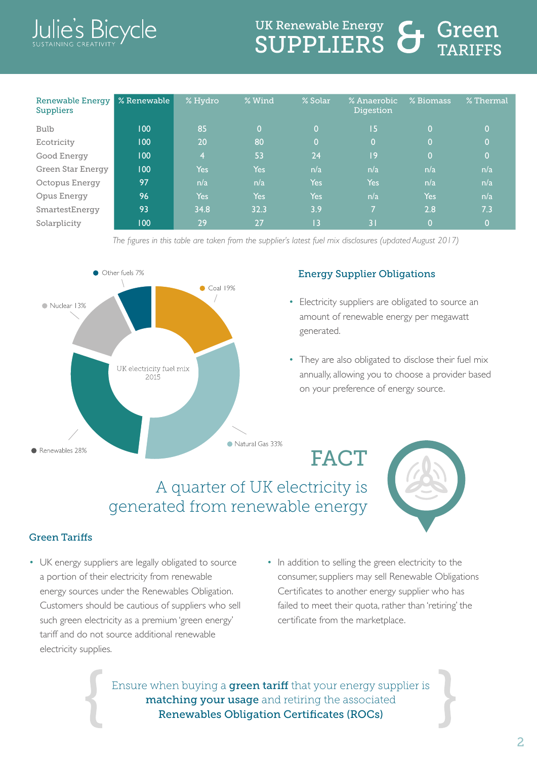# UK Renewable Energy SUPPLIERS & Green TARIFFS

| Renewable Energy Suppliers | % Renewable | % Hydro | % Wind | % Solar | % Anaerobic Digestion | % Biomass | % Thermal |
|---|---|---|---|---|---|---|---|
| Bulb | 100 | 85 | 0 | 0 | 15 | 0 | 0 |
| Ecotricity | 100 | 20 | 80 | 0 | 0 | 0 | 0 |
| Good Energy | 100 | 4 | 53 | 24 | 19 | 0 | 0 |
| Green Star Energy | 100 | Yes | Yes | n/a | n/a | n/a | n/a |
| Octopus Energy | 97 | n/a | n/a | Yes | Yes | n/a | n/a |
| Opus Energy | 96 | Yes | Yes | Yes | n/a | Yes | n/a |
| SmartestEnergy | 93 | 34.8 | 32.3 | 3.9 | 7 | 2.8 | 7.3 |
| Solarplicity | 100 | 29 | 27 | 13 | 31 | 0 | 0 |

*The figures in this table are taken from the supplier's latest fuel mix disclosures (updated August 2017)*

UK electricity fuel mix 2015

- Coal 19%
- Natural Gas 33%
- Renewables 28%
- Nuclear 13%
- Other fuels 7%

## Energy Supplier Obligations

- Electricity suppliers are obligated to source an amount of renewable energy per megawatt generated.
- They are also obligated to disclose their fuel mix annually, allowing you to choose a provider based on your preference of energy source.

**FACT**

A quarter of UK electricity is generated from renewable energy

## Green Tariffs

- UK energy suppliers are legally obligated to source a portion of their electricity from renewable energy sources under the Renewables Obligation. Customers should be cautious of suppliers who sell such green electricity as a premium 'green energy' tariff and do not source additional renewable electricity supplies.
- In addition to selling the green electricity to the consumer, suppliers may sell Renewable Obligations Certificates to another energy supplier who has failed to meet their quota, rather than 'retiring' the certificate from the marketplace.

Ensure when buying a **green tariff** that your energy supplier is **matching your usage** and retiring the associated **Renewables Obligation Certificates (ROCs)**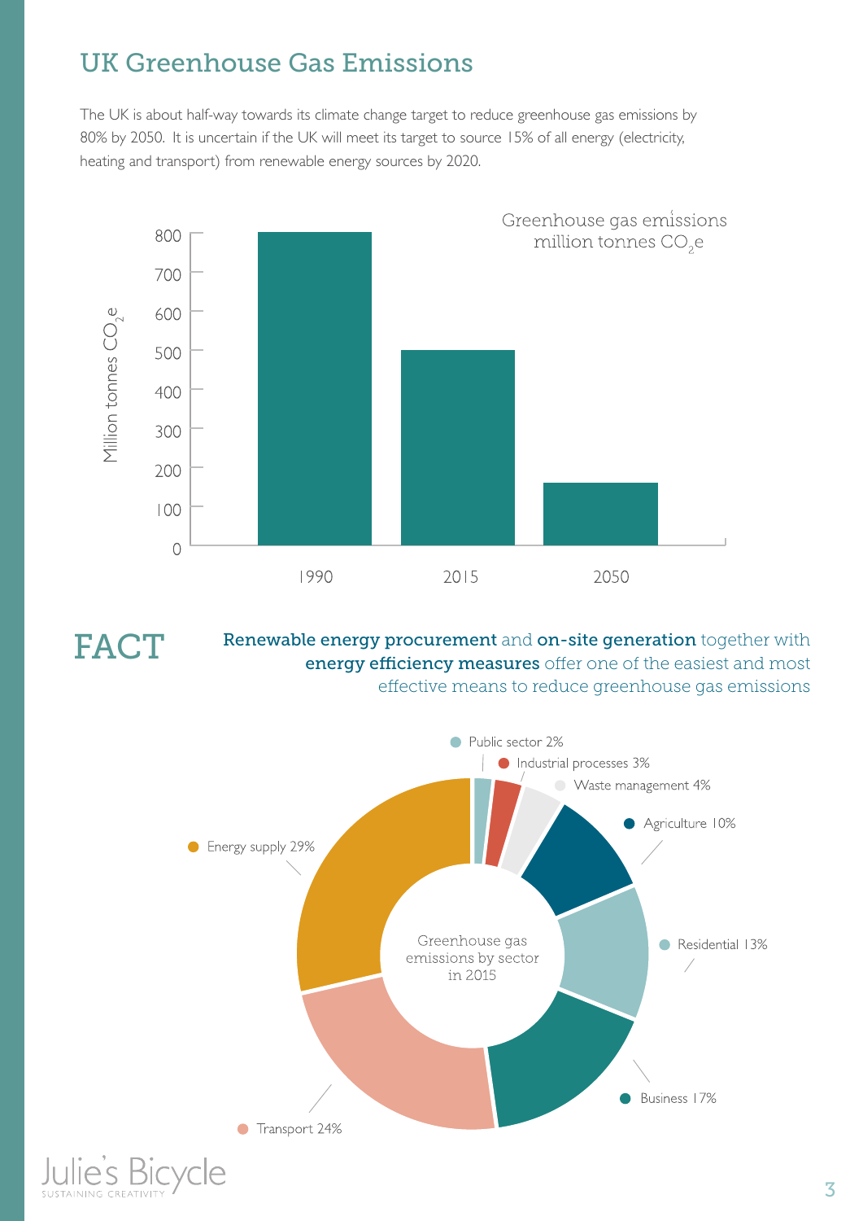# UK Greenhouse Gas Emissions

The UK is about half-way towards its climate change target to reduce greenhouse gas emissions by 80% by 2050. It is uncertain if the UK will meet its target to source 15% of all energy (electricity, heating and transport) from renewable energy sources by 2020.

Greenhouse gas emissions million tonnes $CO_2e$

Million tonnes $CO_2e$

800
700
600
500
400
300
200
100
0

1990 2015 2050

## FACT

**Renewable energy procurement** and **on-site generation** together with **energy efficiency measures** offer one of the easiest and most effective means to reduce greenhouse gas emissions

Greenhouse gas emissions by sector in 2015

- Public sector 2%
- Industrial processes 3%
- Waste management 4%
- Agriculture 10%
- Residential 13%
- Business 17%
- Transport 24%
- Energy supply 29%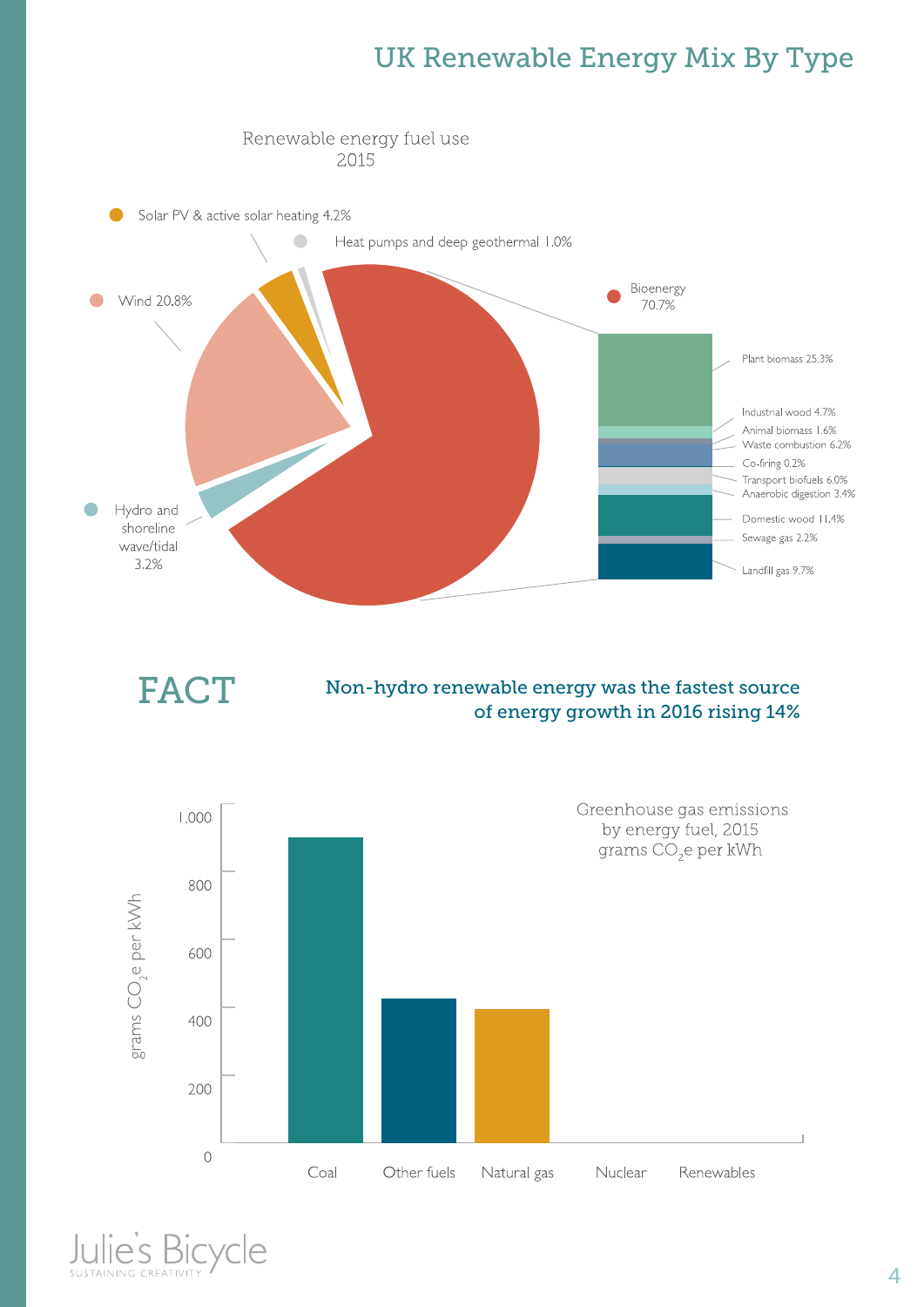# UK Renewable Energy Mix By Type

Renewable energy fuel use 2015

- Solar PV & active solar heating 4.2%
- Heat pumps and deep geothermal 1.0%
- Wind 20.8%
- Hydro and shoreline wave/tidal 3.2%
- Bioenergy 70.7%
  - Plant biomass 25.3%
  - Industrial wood 4.7%
  - Animal biomass 1.6%
  - Waste combustion 6.2%
  - Co-firing 0.2%
  - Transport biofuels 6.0%
  - Anaerobic digestion 3.4%
  - Domestic wood 11.4%
  - Sewage gas 2.2%
  - Landfill gas 9.7%

## FACT

**Non-hydro renewable energy was the fastest source of energy growth in 2016 rising 14%**

Greenhouse gas emissions by energy fuel, 2015 grams $CO_2$e per kWh

y-axis: grams $CO_2$e per kWh (0, 200, 400, 600, 800, 1,000)

x-axis: Coal, Other fuels, Natural gas, Nuclear, Renewables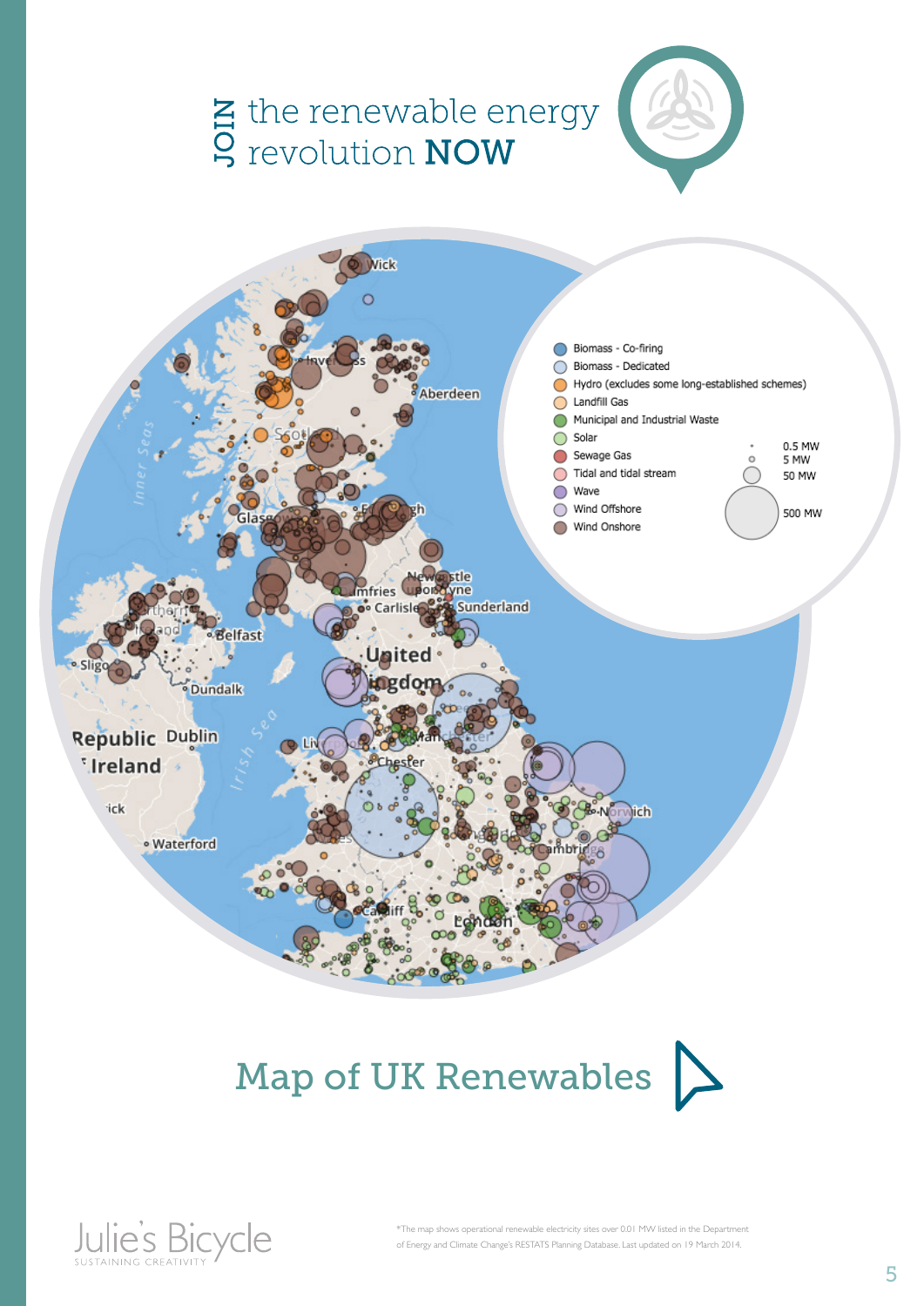# JOIN the renewable energy revolution NOW

Biomass - Co-firing
Biomass - Dedicated
Hydro (excludes some long-established schemes)
Landfill Gas
Municipal and Industrial Waste
Solar
Sewage Gas
Tidal and tidal stream
Wave
Wind Offshore
Wind Onshore

0.5 MW
5 MW
50 MW
500 MW

## Map of UK Renewables

*The map shows operational renewable electricity sites over 0.01 MW listed in the Department of Energy and Climate Change's RESTATS Planning Database. Last updated on 19 March 2014.

Julie's Bicycle
SUSTAINING CREATIVITY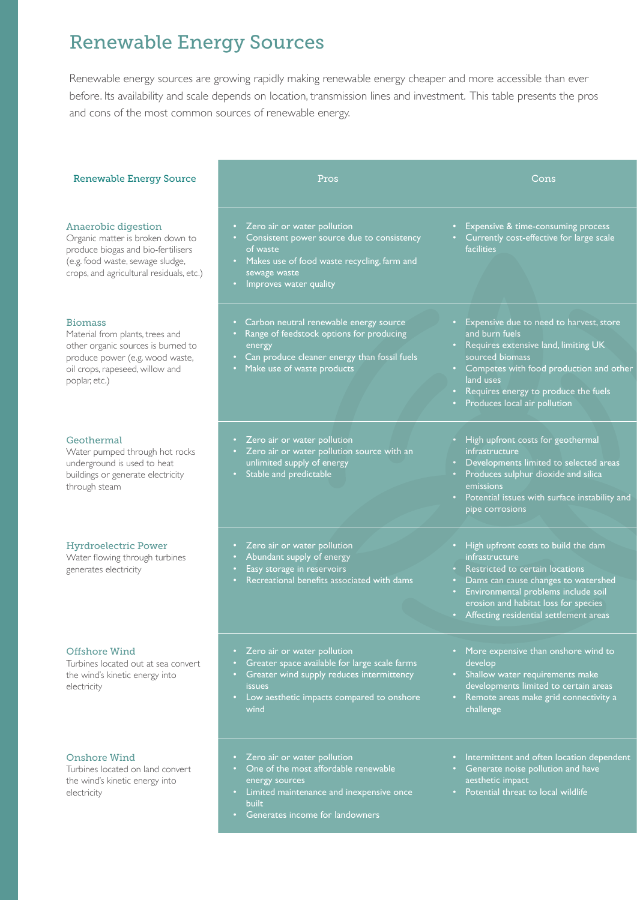# Renewable Energy Sources

Renewable energy sources are growing rapidly making renewable energy cheaper and more accessible than ever before. Its availability and scale depends on location, transmission lines and investment. This table presents the pros and cons of the most common sources of renewable energy.

| Renewable Energy Source | Pros | Cons |
|---|---|---|
| **Anaerobic digestion**<br>Organic matter is broken down to produce biogas and bio-fertilisers (e.g. food waste, sewage sludge, crops, and agricultural residuals, etc.) | • Zero air or water pollution<br>• Consistent power source due to consistency of waste<br>• Makes use of food waste recycling, farm and sewage waste<br>• Improves water quality | • Expensive & time-consuming process<br>• Currently cost-effective for large scale facilities |
| **Biomass**<br>Material from plants, trees and other organic sources is burned to produce power (e.g. wood waste, oil crops, rapeseed, willow and poplar, etc.) | • Carbon neutral renewable energy source<br>• Range of feedstock options for producing energy<br>• Can produce cleaner energy than fossil fuels<br>• Make use of waste products | • Expensive due to need to harvest, store and burn fuels<br>• Requires extensive land, limiting UK sourced biomass<br>• Competes with food production and other land uses<br>• Requires energy to produce the fuels<br>• Produces local air pollution |
| **Geothermal**<br>Water pumped through hot rocks underground is used to heat buildings or generate electricity through steam | • Zero air or water pollution<br>• Zero air or water pollution source with an unlimited supply of energy<br>• Stable and predictable | • High upfront costs for geothermal infrastructure<br>• Developments limited to selected areas<br>• Produces sulphur dioxide and silica emissions<br>• Potential issues with surface instability and pipe corrosions |
| **Hyrdroelectric Power**<br>Water flowing through turbines generates electricity | • Zero air or water pollution<br>• Abundant supply of energy<br>• Easy storage in reservoirs<br>• Recreational benefits associated with dams | • High upfront costs to build the dam infrastructure<br>• Restricted to certain locations<br>• Dams can cause changes to watershed<br>• Environmental problems include soil erosion and habitat loss for species<br>• Affecting residential settlement areas |
| **Offshore Wind**<br>Turbines located out at sea convert the wind's kinetic energy into electricity | • Zero air or water pollution<br>• Greater space available for large scale farms<br>• Greater wind supply reduces intermittency issues<br>• Low aesthetic impacts compared to onshore wind | • More expensive than onshore wind to develop<br>• Shallow water requirements make developments limited to certain areas<br>• Remote areas make grid connectivity a challenge |
| **Onshore Wind**<br>Turbines located on land convert the wind's kinetic energy into electricity | • Zero air or water pollution<br>• One of the most affordable renewable energy sources<br>• Limited maintenance and inexpensive once built<br>• Generates income for landowners | • Intermittent and often location dependent<br>• Generate noise pollution and have aesthetic impact<br>• Potential threat to local wildlife |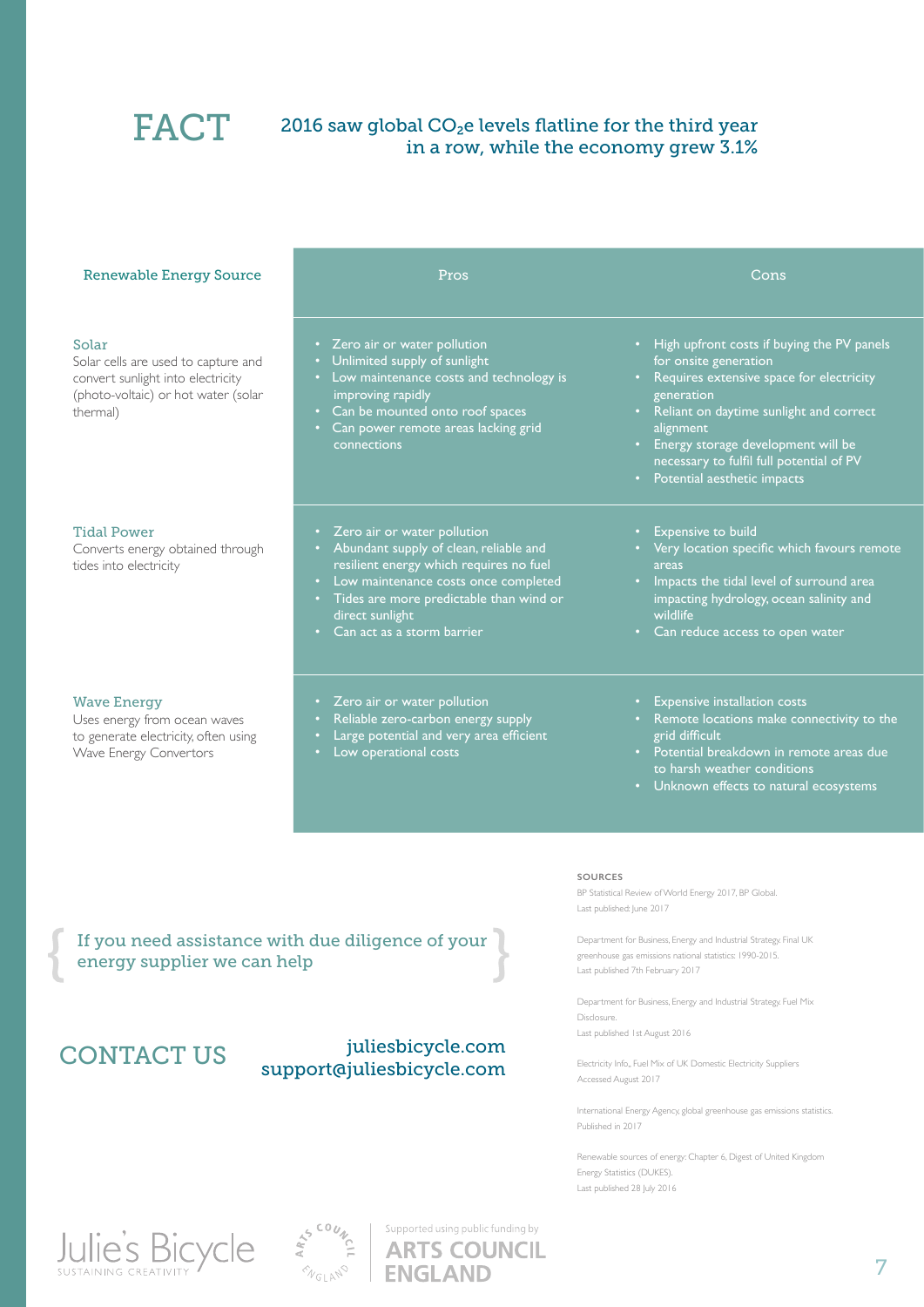# FACT

2016 saw global $CO_2e$ levels flatline for the third year in a row, while the economy grew 3.1%

| Renewable Energy Source | Pros | Cons |
|---|---|---|
| **Solar**<br>Solar cells are used to capture and convert sunlight into electricity (photo-voltaic) or hot water (solar thermal) | • Zero air or water pollution<br>• Unlimited supply of sunlight<br>• Low maintenance costs and technology is improving rapidly<br>• Can be mounted onto roof spaces<br>• Can power remote areas lacking grid connections | • High upfront costs if buying the PV panels for onsite generation<br>• Requires extensive space for electricity generation<br>• Reliant on daytime sunlight and correct alignment<br>• Energy storage development will be necessary to fulfil full potential of PV<br>• Potential aesthetic impacts |
| **Tidal Power**<br>Converts energy obtained through tides into electricity | • Zero air or water pollution<br>• Abundant supply of clean, reliable and resilient energy which requires no fuel<br>• Low maintenance costs once completed<br>• Tides are more predictable than wind or direct sunlight<br>• Can act as a storm barrier | • Expensive to build<br>• Very location specific which favours remote areas<br>• Impacts the tidal level of surround area impacting hydrology, ocean salinity and wildlife<br>• Can reduce access to open water |
| **Wave Energy**<br>Uses energy from ocean waves to generate electricity, often using Wave Energy Convertors | • Zero air or water pollution<br>• Reliable zero-carbon energy supply<br>• Large potential and very area efficient<br>• Low operational costs | • Expensive installation costs<br>• Remote locations make connectivity to the grid difficult<br>• Potential breakdown in remote areas due to harsh weather conditions<br>• Unknown effects to natural ecosystems |

{ If you need assistance with due diligence of your energy supplier we can help }

## CONTACT US

juliesbicycle.com
support@juliesbicycle.com

**SOURCES**

BP Statistical Review of World Energy 2017, BP Global.
Last published: June 2017

Department for Business, Energy and Industrial Strategy. Final UK greenhouse gas emissions national statistics: 1990-2015.
Last published 7th February 2017

Department for Business, Energy and Industrial Strategy. Fuel Mix Disclosure.
Last published 1st August 2016

Electricity Info., Fuel Mix of UK Domestic Electricity Suppliers
Accessed August 2017

International Energy Agency, global greenhouse gas emissions statistics.
Published in 2017

Renewable sources of energy: Chapter 6, Digest of United Kingdom Energy Statistics (DUKES).
Last published 28 July 2016

Julie's Bicycle
SUSTAINING CREATIVITY

Supported using public funding by
ARTS COUNCIL ENGLAND